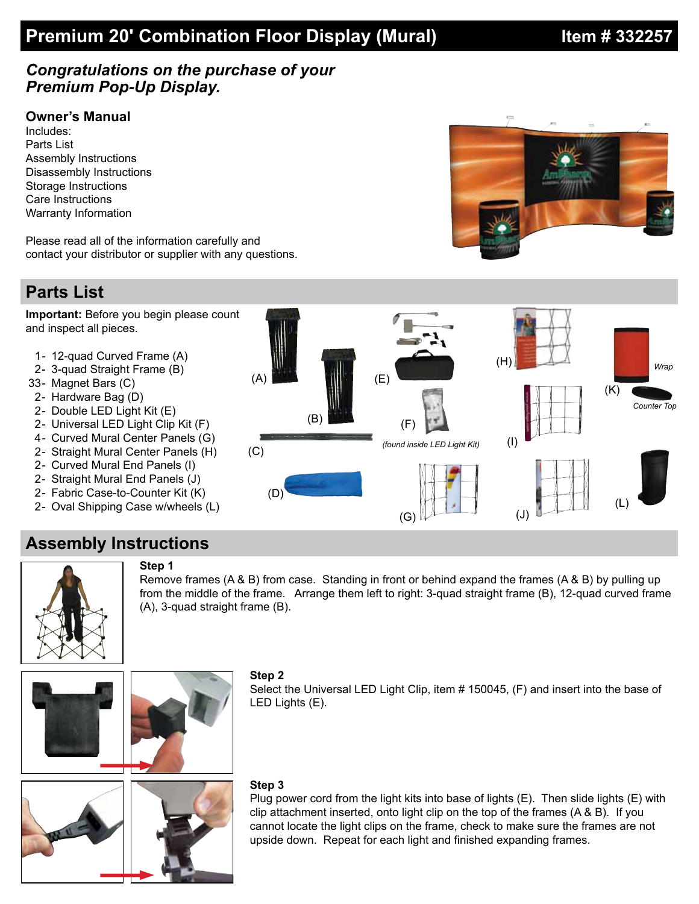# Premium 20' Combination Floor Display (Mural) Item # 332257

## *Congratulations on the purchase of your Premium Pop-Up Display.*

### Owner's Manual

Includes:
Parts List
Assembly Instructions
Disassembly Instructions
Storage Instructions
Care Instructions
Warranty Information

Please read all of the information carefully and contact your distributor or supplier with any questions.

## Parts List

**Important:** Before you begin please count and inspect all pieces.

- 1- 12-quad Curved Frame (A)
- 2- 3-quad Straight Frame (B)
- 33- Magnet Bars (C)
- 2- Hardware Bag (D)
- 2- Double LED Light Kit (E)
- 2- Universal LED Light Clip Kit (F)
- 4- Curved Mural Center Panels (G)
- 2- Straight Mural Center Panels (H)
- 2- Curved Mural End Panels (I)
- 2- Straight Mural End Panels (J)
- 2- Fabric Case-to-Counter Kit (K)
- 2- Oval Shipping Case w/wheels (L)

(A) (B) (C) (D) (E) (F) *(found inside LED Light Kit)* (G) (H) (I) (J) (K) *Wrap* *Counter Top* (L)

## Assembly Instructions

**Step 1**
Remove frames (A & B) from case. Standing in front or behind expand the frames (A & B) by pulling up from the middle of the frame. Arrange them left to right: 3-quad straight frame (B), 12-quad curved frame (A), 3-quad straight frame (B).

**Step 2**
Select the Universal LED Light Clip, item # 150045, (F) and insert into the base of LED Lights (E).

**Step 3**
Plug power cord from the light kits into base of lights (E). Then slide lights (E) with clip attachment inserted, onto light clip on the top of the frames (A & B). If you cannot locate the light clips on the frame, check to make sure the frames are not upside down. Repeat for each light and finished expanding frames.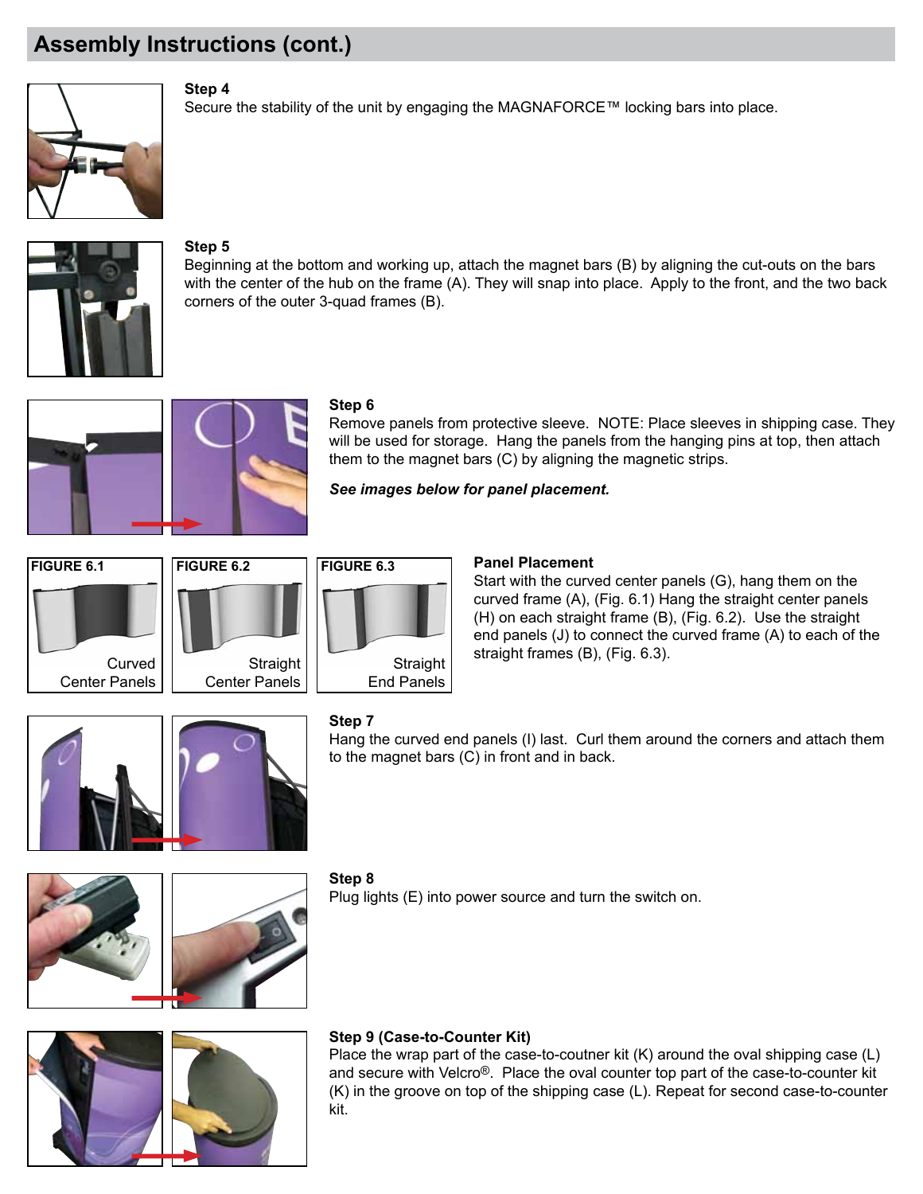## Assembly Instructions (cont.)

**Step 4**
Secure the stability of the unit by engaging the MAGNAFORCE™ locking bars into place.

**Step 5**
Beginning at the bottom and working up, attach the magnet bars (B) by aligning the cut-outs on the bars with the center of the hub on the frame (A). They will snap into place. Apply to the front, and the two back corners of the outer 3-quad frames (B).

**Step 6**
Remove panels from protective sleeve. NOTE: Place sleeves in shipping case. They will be used for storage. Hang the panels from the hanging pins at top, then attach them to the magnet bars (C) by aligning the magnetic strips.

***See images below for panel placement.***

FIGURE 6.1 Curved Center Panels

FIGURE 6.2 Straight Center Panels

FIGURE 6.3 Straight End Panels

**Panel Placement**
Start with the curved center panels (G), hang them on the curved frame (A), (Fig. 6.1) Hang the straight center panels (H) on each straight frame (B), (Fig. 6.2). Use the straight end panels (J) to connect the curved frame (A) to each of the straight frames (B), (Fig. 6.3).

**Step 7**
Hang the curved end panels (I) last. Curl them around the corners and attach them to the magnet bars (C) in front and in back.

**Step 8**
Plug lights (E) into power source and turn the switch on.

**Step 9 (Case-to-Counter Kit)**
Place the wrap part of the case-to-coutner kit (K) around the oval shipping case (L) and secure with Velcro®. Place the oval counter top part of the case-to-counter kit (K) in the groove on top of the shipping case (L). Repeat for second case-to-counter kit.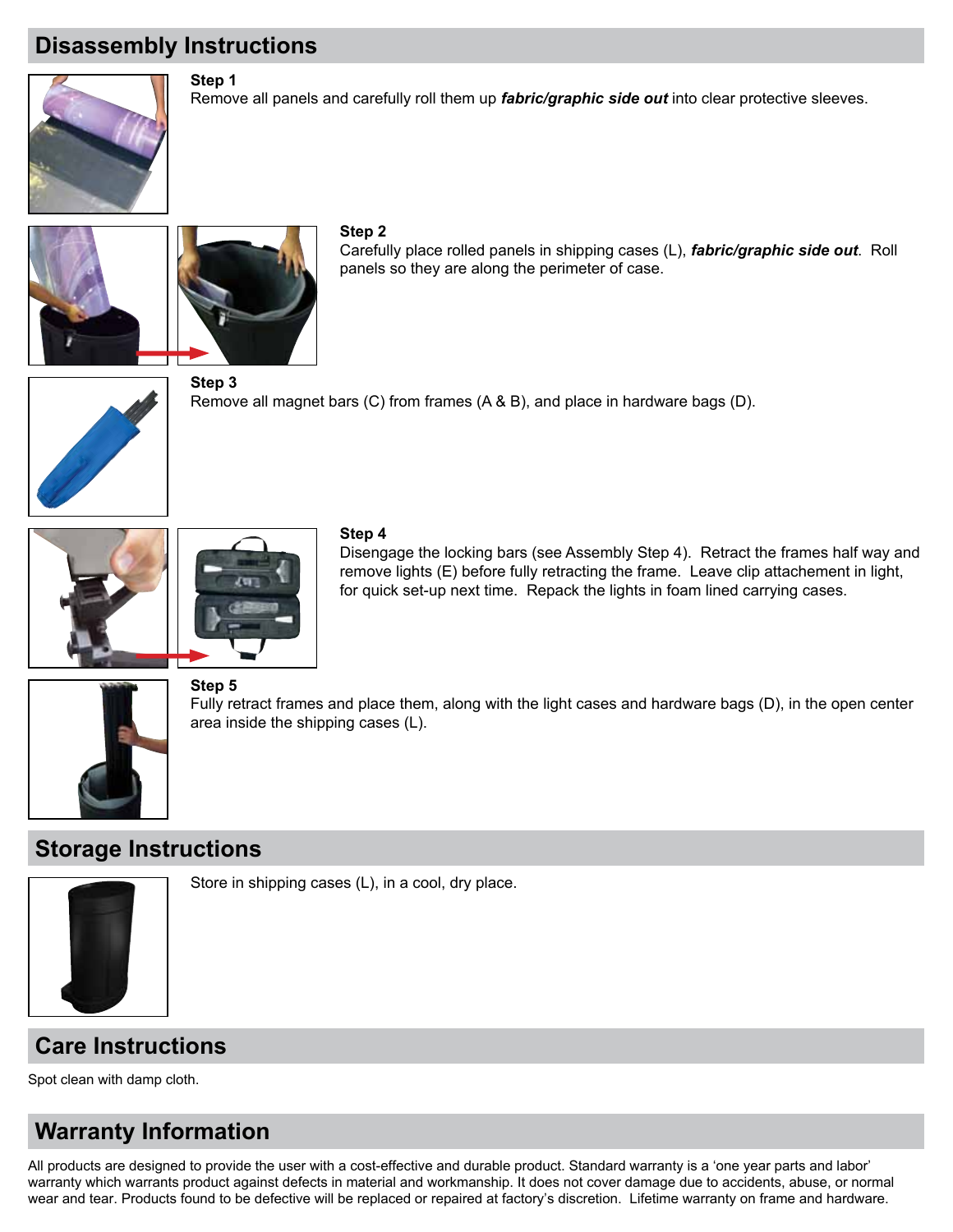## Disassembly Instructions

**Step 1**
Remove all panels and carefully roll them up ***fabric/graphic side out*** into clear protective sleeves.

**Step 2**
Carefully place rolled panels in shipping cases (L), ***fabric/graphic side out***. Roll panels so they are along the perimeter of case.

**Step 3**
Remove all magnet bars (C) from frames (A & B), and place in hardware bags (D).

**Step 4**
Disengage the locking bars (see Assembly Step 4). Retract the frames half way and remove lights (E) before fully retracting the frame. Leave clip attachement in light, for quick set-up next time. Repack the lights in foam lined carrying cases.

**Step 5**
Fully retract frames and place them, along with the light cases and hardware bags (D), in the open center area inside the shipping cases (L).

## Storage Instructions

Store in shipping cases (L), in a cool, dry place.

## Care Instructions

Spot clean with damp cloth.

## Warranty Information

All products are designed to provide the user with a cost-effective and durable product. Standard warranty is a 'one year parts and labor' warranty which warrants product against defects in material and workmanship. It does not cover damage due to accidents, abuse, or normal wear and tear. Products found to be defective will be replaced or repaired at factory's discretion. Lifetime warranty on frame and hardware.